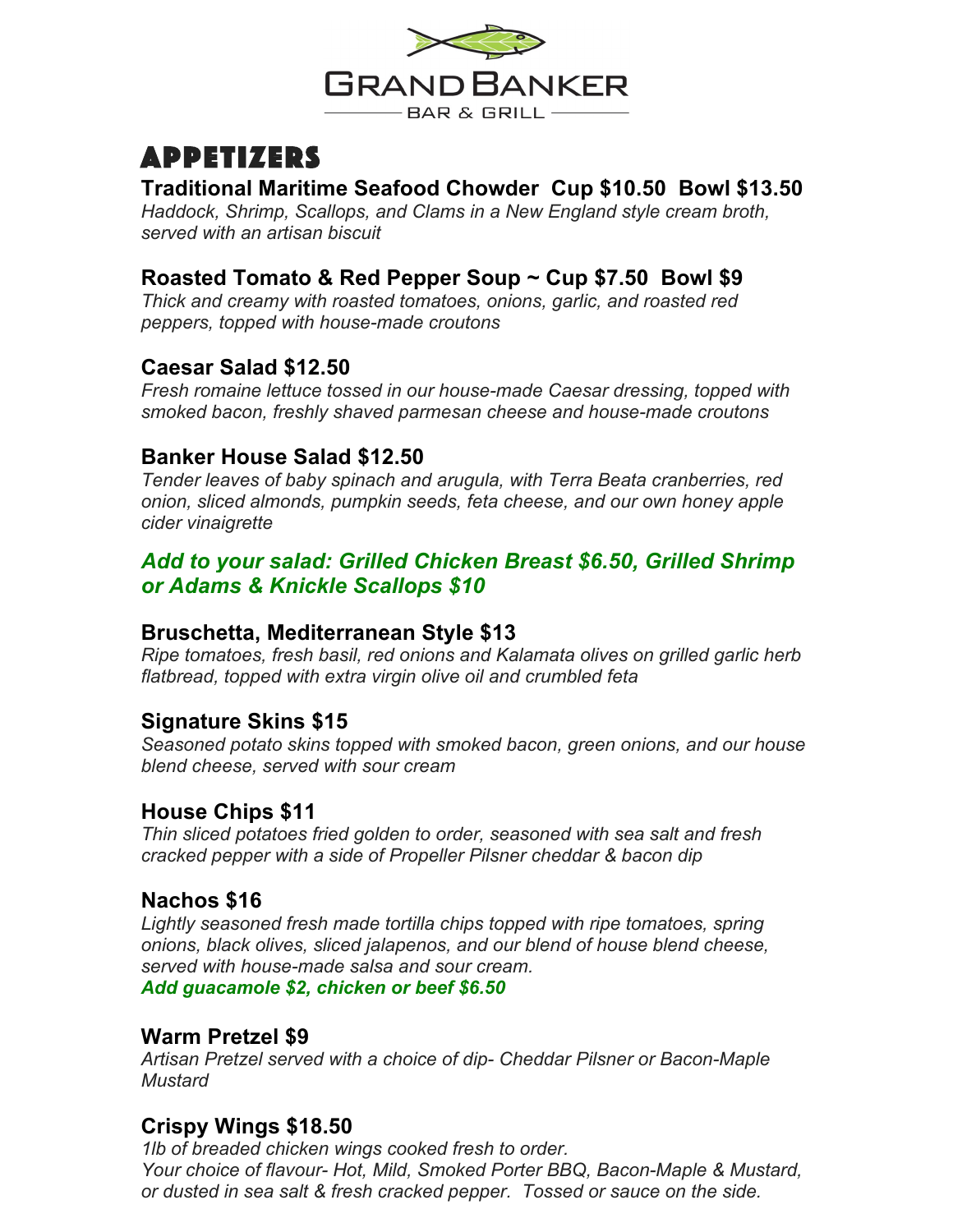# GRAND BANKER

BAR & GRILL

## APPETIZERS

### Traditional Maritime Seafood Chowder  Cup $10.50  Bowl $13.50

*Haddock, Shrimp, Scallops, and Clams in a New England style cream broth, served with an artisan biscuit*

### Roasted Tomato & Red Pepper Soup ~ Cup $7.50  Bowl $9

*Thick and creamy with roasted tomatoes, onions, garlic, and roasted red peppers, topped with house-made croutons*

### Caesar Salad $12.50

*Fresh romaine lettuce tossed in our house-made Caesar dressing, topped with smoked bacon, freshly shaved parmesan cheese and house-made croutons*

### Banker House Salad $12.50

*Tender leaves of baby spinach and arugula, with Terra Beata cranberries, red onion, sliced almonds, pumpkin seeds, feta cheese, and our own honey apple cider vinaigrette*

***Add to your salad: Grilled Chicken Breast $6.50, Grilled Shrimp or Adams & Knickle Scallops $10***

### Bruschetta, Mediterranean Style $13

*Ripe tomatoes, fresh basil, red onions and Kalamata olives on grilled garlic herb flatbread, topped with extra virgin olive oil and crumbled feta*

### Signature Skins $15

*Seasoned potato skins topped with smoked bacon, green onions, and our house blend cheese, served with sour cream*

### House Chips $11

*Thin sliced potatoes fried golden to order, seasoned with sea salt and fresh cracked pepper with a side of Propeller Pilsner cheddar & bacon dip*

### Nachos $16

*Lightly seasoned fresh made tortilla chips topped with ripe tomatoes, spring onions, black olives, sliced jalapenos, and our blend of house blend cheese, served with house-made salsa and sour cream.*
***Add guacamole $2, chicken or beef $6.50***

### Warm Pretzel $9

*Artisan Pretzel served with a choice of dip- Cheddar Pilsner or Bacon-Maple Mustard*

### Crispy Wings $18.50

*1lb of breaded chicken wings cooked fresh to order.*
*Your choice of flavour- Hot, Mild, Smoked Porter BBQ, Bacon-Maple & Mustard, or dusted in sea salt & fresh cracked pepper.  Tossed or sauce on the side.*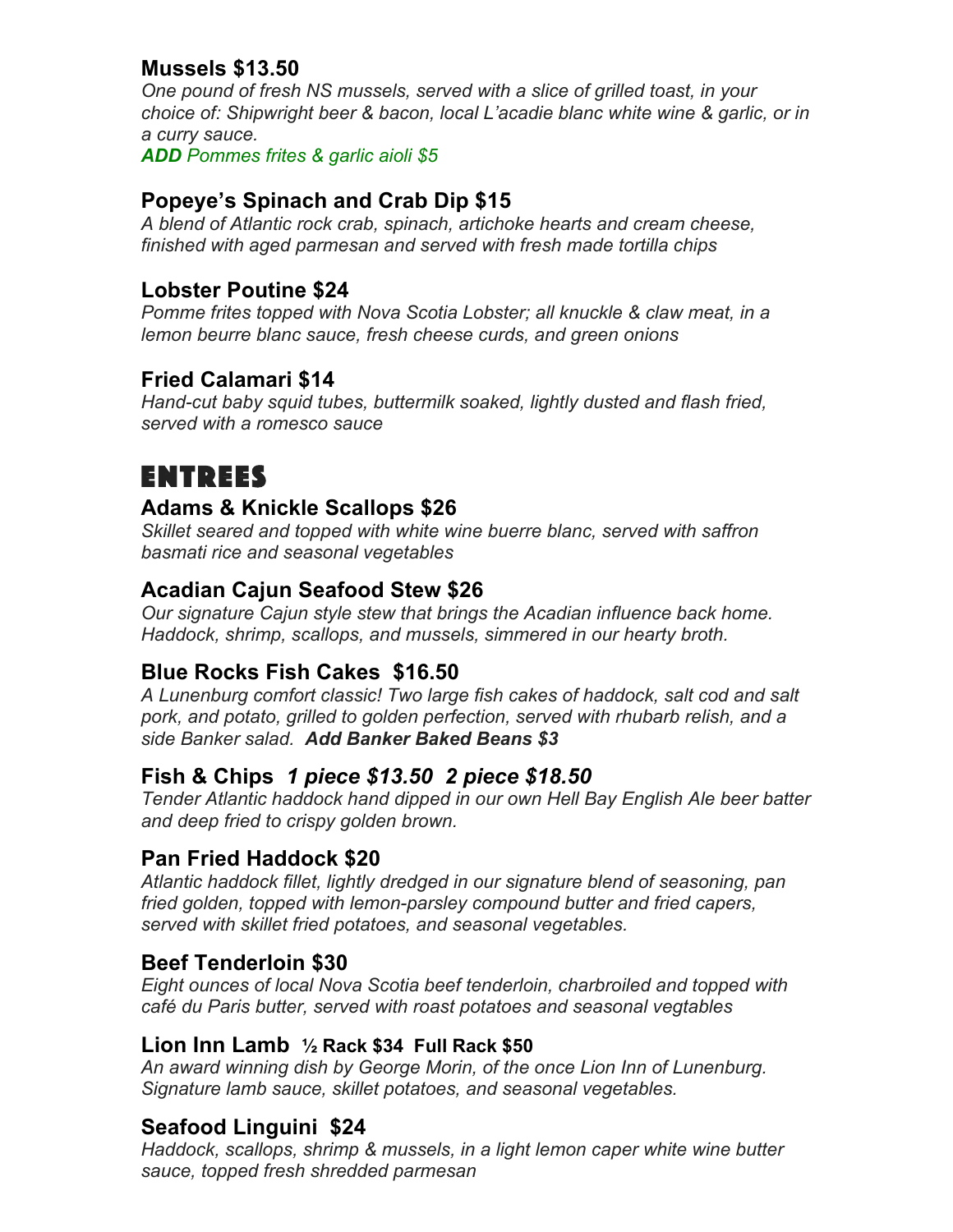### Mussels $13.50

*One pound of fresh NS mussels, served with a slice of grilled toast, in your choice of: Shipwright beer & bacon, local L'acadie blanc white wine & garlic, or in a curry sauce.*

***ADD** Pommes frites & garlic aioli $5*

### Popeye's Spinach and Crab Dip $15

*A blend of Atlantic rock crab, spinach, artichoke hearts and cream cheese, finished with aged parmesan and served with fresh made tortilla chips*

### Lobster Poutine $24

*Pomme frites topped with Nova Scotia Lobster; all knuckle & claw meat, in a lemon beurre blanc sauce, fresh cheese curds, and green onions*

### Fried Calamari $14

*Hand-cut baby squid tubes, buttermilk soaked, lightly dusted and flash fried, served with a romesco sauce*

## ENTREES

### Adams & Knickle Scallops $26

*Skillet seared and topped with white wine buerre blanc, served with saffron basmati rice and seasonal vegetables*

### Acadian Cajun Seafood Stew $26

*Our signature Cajun style stew that brings the Acadian influence back home. Haddock, shrimp, scallops, and mussels, simmered in our hearty broth.*

### Blue Rocks Fish Cakes $16.50

*A Lunenburg comfort classic! Two large fish cakes of haddock, salt cod and salt pork, and potato, grilled to golden perfection, served with rhubarb relish, and a side Banker salad.* ***Add Banker Baked Beans $3***

### Fish & Chips *1 piece $13.50 2 piece $18.50*

*Tender Atlantic haddock hand dipped in our own Hell Bay English Ale beer batter and deep fried to crispy golden brown.*

### Pan Fried Haddock $20

*Atlantic haddock fillet, lightly dredged in our signature blend of seasoning, pan fried golden, topped with lemon-parsley compound butter and fried capers, served with skillet fried potatoes, and seasonal vegetables.*

### Beef Tenderloin $30

*Eight ounces of local Nova Scotia beef tenderloin, charbroiled and topped with café du Paris butter, served with roast potatoes and seasonal vegtables*

### Lion Inn Lamb ½ Rack $34 Full Rack $50

*An award winning dish by George Morin, of the once Lion Inn of Lunenburg. Signature lamb sauce, skillet potatoes, and seasonal vegetables.*

### Seafood Linguini $24

*Haddock, scallops, shrimp & mussels, in a light lemon caper white wine butter sauce, topped fresh shredded parmesan*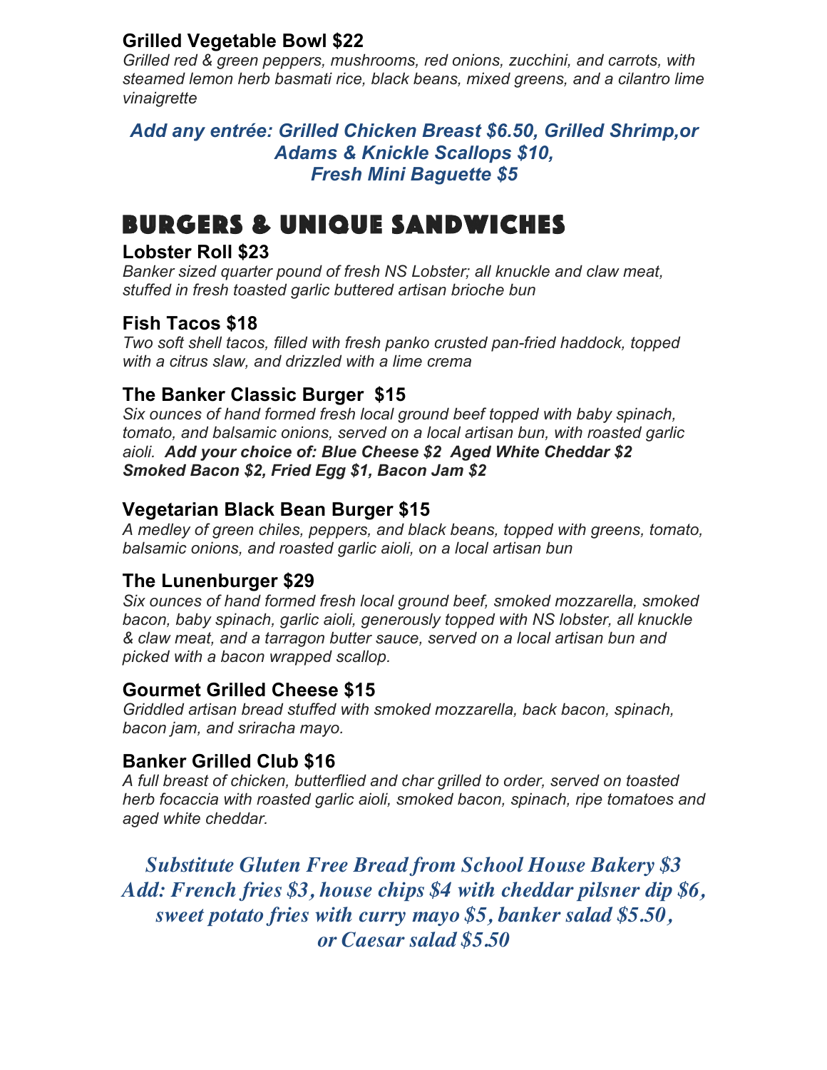### Grilled Vegetable Bowl $22

*Grilled red & green peppers, mushrooms, red onions, zucchini, and carrots, with steamed lemon herb basmati rice, black beans, mixed greens, and a cilantro lime vinaigrette*

***Add any entrée: Grilled Chicken Breast $6.50, Grilled Shrimp,or Adams & Knickle Scallops $10, Fresh Mini Baguette $5***

## BURGERS & UNIQUE SANDWICHES

### Lobster Roll $23

*Banker sized quarter pound of fresh NS Lobster; all knuckle and claw meat, stuffed in fresh toasted garlic buttered artisan brioche bun*

### Fish Tacos $18

*Two soft shell tacos, filled with fresh panko crusted pan-fried haddock, topped with a citrus slaw, and drizzled with a lime crema*

### The Banker Classic Burger  $15

*Six ounces of hand formed fresh local ground beef topped with baby spinach, tomato, and balsamic onions, served on a local artisan bun, with roasted garlic aioli.* ***Add your choice of: Blue Cheese $2  Aged White Cheddar $2 Smoked Bacon $2, Fried Egg $1, Bacon Jam $2***

### Vegetarian Black Bean Burger $15

*A medley of green chiles, peppers, and black beans, topped with greens, tomato, balsamic onions, and roasted garlic aioli, on a local artisan bun*

### The Lunenburger $29

*Six ounces of hand formed fresh local ground beef, smoked mozzarella, smoked bacon, baby spinach, garlic aioli, generously topped with NS lobster, all knuckle & claw meat, and a tarragon butter sauce, served on a local artisan bun and picked with a bacon wrapped scallop.*

### Gourmet Grilled Cheese $15

*Griddled artisan bread stuffed with smoked mozzarella, back bacon, spinach, bacon jam, and sriracha mayo.*

### Banker Grilled Club $16

*A full breast of chicken, butterflied and char grilled to order, served on toasted herb focaccia with roasted garlic aioli, smoked bacon, spinach, ripe tomatoes and aged white cheddar.*

***Substitute Gluten Free Bread from School House Bakery $3***
***Add: French fries $3, house chips $4 with cheddar pilsner dip $6, sweet potato fries with curry mayo $5, banker salad $5.50, or Caesar salad $5.50***